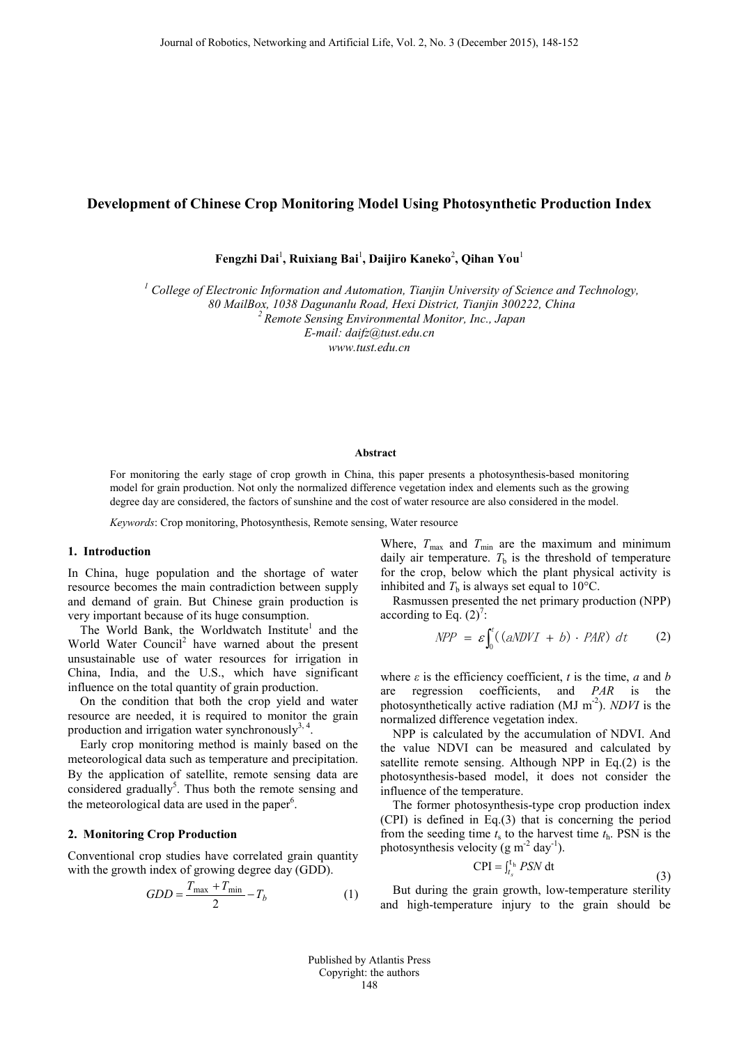# Development of Chinese Crop Monitoring Model Using Photosynthetic Production Index

**Fengzhi Dai**[1]**, Ruixiang Bai**[1]**, Daijiro Kaneko**[2]**, Qihan You**[1]

[1] *College of Electronic Information and Automation, Tianjin University of Science and Technology, 80 MailBox, 1038 Dagunanlu Road, Hexi District, Tianjin 300222, China*
[2] *Remote Sensing Environmental Monitor, Inc., Japan*
*E-mail: daifz@tust.edu.cn*
*www.tust.edu.cn*

### Abstract

For monitoring the early stage of crop growth in China, this paper presents a photosynthesis-based monitoring model for grain production. Not only the normalized difference vegetation index and elements such as the growing degree day are considered, the factors of sunshine and the cost of water resource are also considered in the model.

*Keywords*: Crop monitoring, Photosynthesis, Remote sensing, Water resource

## 1. Introduction

In China, huge population and the shortage of water resource becomes the main contradiction between supply and demand of grain. But Chinese grain production is very important because of its huge consumption.

The World Bank, the Worldwatch Institute[1] and the World Water Council[2] have warned about the present unsustainable use of water resources for irrigation in China, India, and the U.S., which have significant influence on the total quantity of grain production.

On the condition that both the crop yield and water resource are needed, it is required to monitor the grain production and irrigation water synchronously[3, 4].

Early crop monitoring method is mainly based on the meteorological data such as temperature and precipitation. By the application of satellite, remote sensing data are considered gradually[5]. Thus both the remote sensing and the meteorological data are used in the paper[6].

## 2. Monitoring Crop Production

Conventional crop studies have correlated grain quantity with the growth index of growing degree day (GDD).

$$GDD = \frac{T_{\max} + T_{\min}}{2} - T_b \tag{1}$$

Where, $T_{\max}$ and $T_{\min}$ are the maximum and minimum daily air temperature. $T_b$ is the threshold of temperature for the crop, below which the plant physical activity is inhibited and $T_b$ is always set equal to 10°C.

Rasmussen presented the net primary production (NPP) according to Eq. (2)[7]:

$$NPP = \varepsilon \int_0^t ((aNDVI + b) \cdot PAR)\, dt \tag{2}$$

where $\varepsilon$ is the efficiency coefficient, $t$ is the time, $a$ and $b$ are regression coefficients, and $PAR$ is the photosynthetically active radiation (MJ $m^{-2}$). $NDVI$ is the normalized difference vegetation index.

NPP is calculated by the accumulation of NDVI. And the value NDVI can be measured and calculated by satellite remote sensing. Although NPP in Eq.(2) is the photosynthesis-based model, it does not consider the influence of the temperature.

The former photosynthesis-type crop production index (CPI) is defined in Eq.(3) that is concerning the period from the seeding time $t_s$ to the harvest time $t_h$. PSN is the photosynthesis velocity (g $m^{-2}$ $day^{-1}$).

$$\mathrm{CPI} = \int_{t_s}^{t_h} PSN\, \mathrm{d}t \tag{3}$$

But during the grain growth, low-temperature sterility and high-temperature injury to the grain should be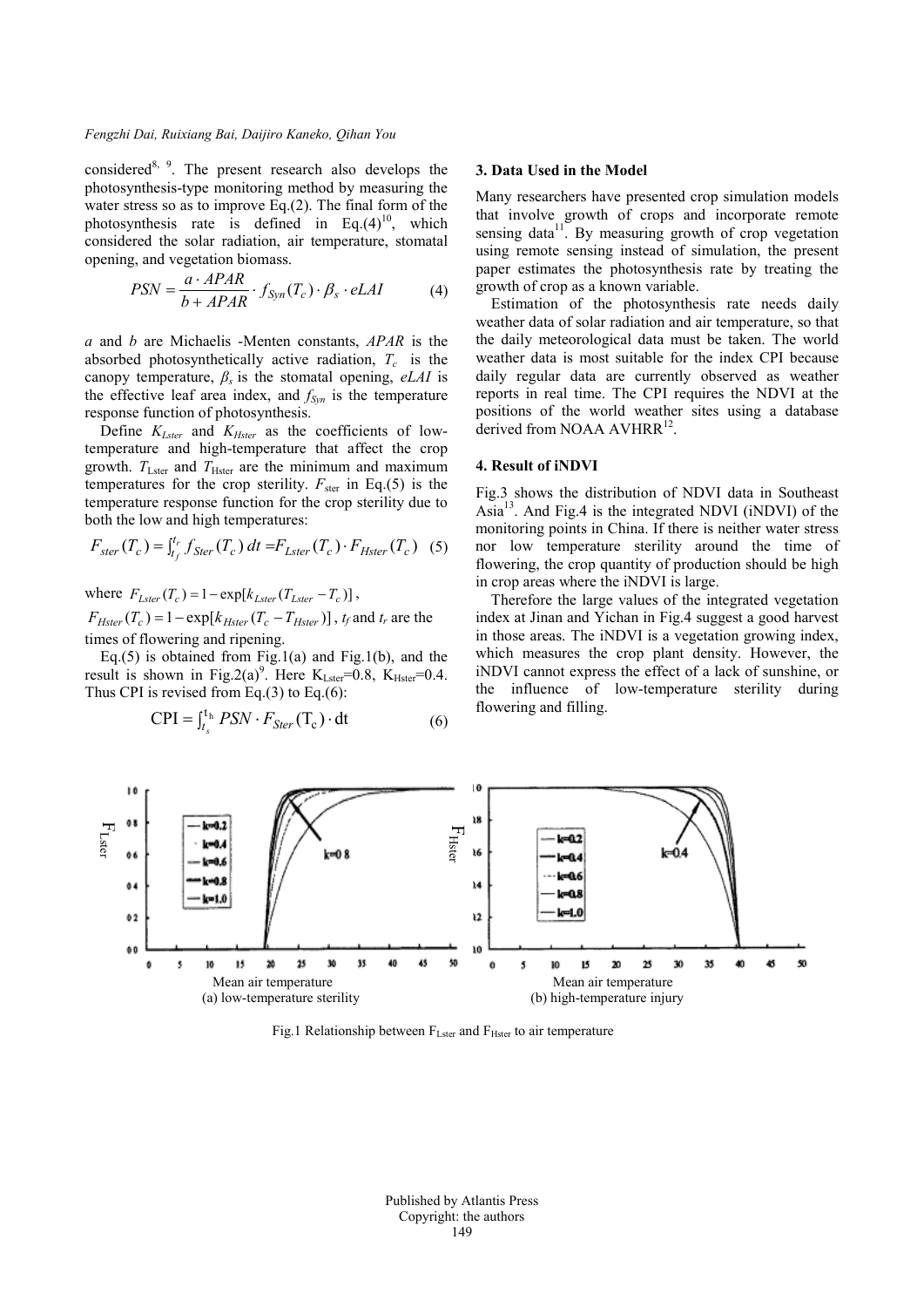considered[8, 9]. The present research also develops the photosynthesis-type monitoring method by measuring the water stress so as to improve Eq.(2). The final form of the photosynthesis rate is defined in Eq.(4)[10], which considered the solar radiation, air temperature, stomatal opening, and vegetation biomass.

$$PSN = \frac{a \cdot APAR}{b + APAR} \cdot f_{Syn}(T_c) \cdot \beta_s \cdot eLAI \qquad (4)$$

$a$ and $b$ are Michaelis -Menten constants, $APAR$ is the absorbed photosynthetically active radiation, $T_c$ is the canopy temperature, $\beta_s$ is the stomatal opening, $eLAI$ is the effective leaf area index, and $f_{Syn}$ is the temperature response function of photosynthesis.

Define $K_{Lster}$ and $K_{Hster}$ as the coefficients of low-temperature and high-temperature that affect the crop growth. $T_{Lster}$ and $T_{Hster}$ are the minimum and maximum temperatures for the crop sterility. $F_{ster}$ in Eq.(5) is the temperature response function for the crop sterility due to both the low and high temperatures:

$$F_{ster}(T_c) = \int_{t_f}^{t_r} f_{Ster}(T_c)\, dt = F_{Lster}(T_c) \cdot F_{Hster}(T_c) \quad (5)$$

where $F_{Lster}(T_c) = 1 - \exp[k_{Lster}(T_{Lster} - T_c)]$, $F_{Hster}(T_c) = 1 - \exp[k_{Hster}(T_c - T_{Hster})]$, $t_f$ and $t_r$ are the times of flowering and ripening.

Eq.(5) is obtained from Fig.1(a) and Fig.1(b), and the result is shown in Fig.2(a)[9]. Here $K_{Lster}$=0.8, $K_{Hster}$=0.4. Thus CPI is revised from Eq.(3) to Eq.(6):

$$\mathrm{CPI} = \int_{t_s}^{t_h} PSN \cdot F_{Ster}(\mathrm{T_c}) \cdot \mathrm{dt} \qquad (6)$$

## 3. Data Used in the Model

Many researchers have presented crop simulation models that involve growth of crops and incorporate remote sensing data[11]. By measuring growth of crop vegetation using remote sensing instead of simulation, the present paper estimates the photosynthesis rate by treating the growth of crop as a known variable.

Estimation of the photosynthesis rate needs daily weather data of solar radiation and air temperature, so that the daily meteorological data must be taken. The world weather data is most suitable for the index CPI because daily regular data are currently observed as weather reports in real time. The CPI requires the NDVI at the positions of the world weather sites using a database derived from NOAA AVHRR[12].

## 4. Result of iNDVI

Fig.3 shows the distribution of NDVI data in Southeast Asia[13]. And Fig.4 is the integrated NDVI (iNDVI) of the monitoring points in China. If there is neither water stress nor low temperature sterility around the time of flowering, the crop quantity of production should be high in crop areas where the iNDVI is large.

Therefore the large values of the integrated vegetation index at Jinan and Yichan in Fig.4 suggest a good harvest in those areas. The iNDVI is a vegetation growing index, which measures the crop plant density. However, the iNDVI cannot express the effect of a lack of sunshine, or the influence of low-temperature sterility during flowering and filling.

(a) low-temperature sterility (b) high-temperature injury

Fig.1 Relationship between $F_{Lster}$ and $F_{Hster}$ to air temperature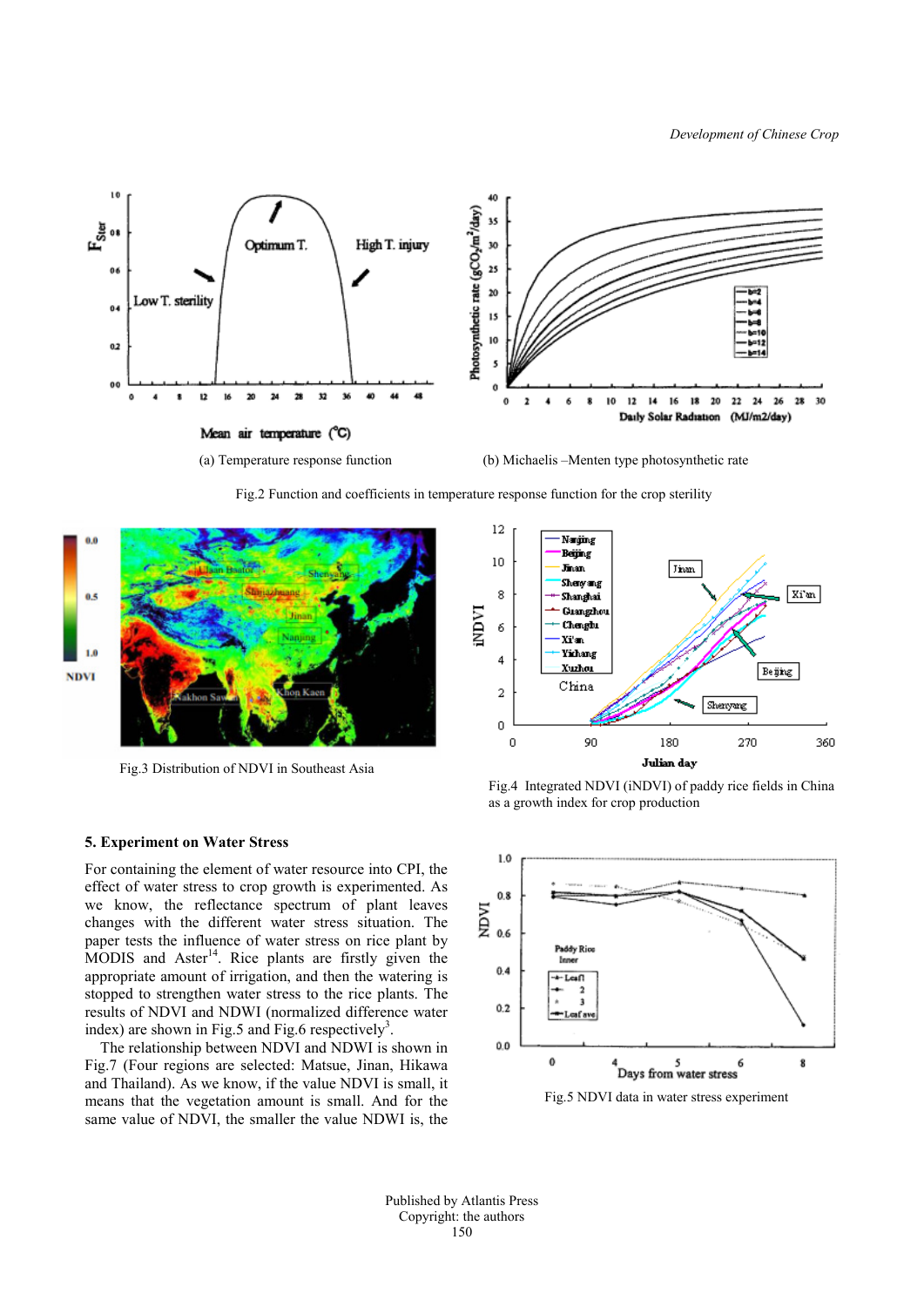(a) Temperature response function

(b) Michaelis –Menten type photosynthetic rate

Fig.2 Function and coefficients in temperature response function for the crop sterility

Fig.3 Distribution of NDVI in Southeast Asia

Fig.4 Integrated NDVI (iNDVI) of paddy rice fields in China as a growth index for crop production

## 5. Experiment on Water Stress

For containing the element of water resource into CPI, the effect of water stress to crop growth is experimented. As we know, the reflectance spectrum of plant leaves changes with the different water stress situation. The paper tests the influence of water stress on rice plant by MODIS and Aster[14]. Rice plants are firstly given the appropriate amount of irrigation, and then the watering is stopped to strengthen water stress to the rice plants. The results of NDVI and NDWI (normalized difference water index) are shown in Fig.5 and Fig.6 respectively[3].

The relationship between NDVI and NDWI is shown in Fig.7 (Four regions are selected: Matsue, Jinan, Hikawa and Thailand). As we know, if the value NDVI is small, it means that the vegetation amount is small. And for the same value of NDVI, the smaller the value NDWI is, the

Fig.5 NDVI data in water stress experiment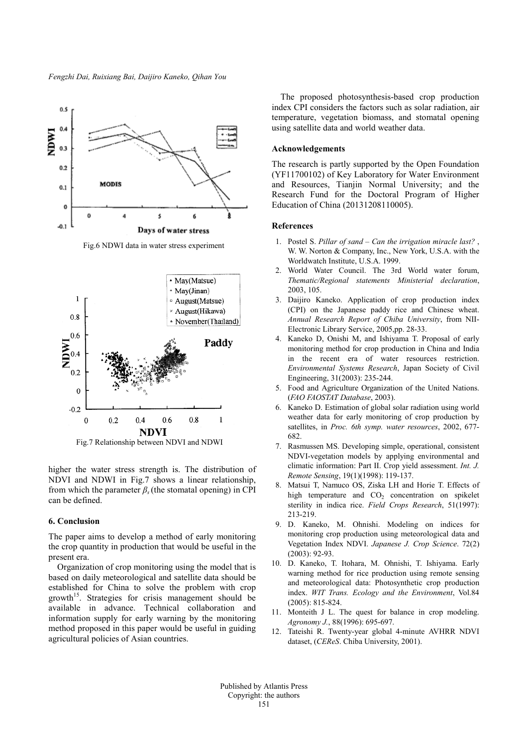Fig.6 NDWI data in water stress experiment

Fig.7 Relationship between NDVI and NDWI

higher the water stress strength is. The distribution of NDVI and NDWI in Fig.7 shows a linear relationship, from which the parameter $\beta_s$ (the stomatal opening) in CPI can be defined.

## 6. Conclusion

The paper aims to develop a method of early monitoring the crop quantity in production that would be useful in the present era.

Organization of crop monitoring using the model that is based on daily meteorological and satellite data should be established for China to solve the problem with crop growth[15]. Strategies for crisis management should be available in advance. Technical collaboration and information supply for early warning by the monitoring method proposed in this paper would be useful in guiding agricultural policies of Asian countries.

The proposed photosynthesis-based crop production index CPI considers the factors such as solar radiation, air temperature, vegetation biomass, and stomatal opening using satellite data and world weather data.

## Acknowledgements

The research is partly supported by the Open Foundation (YF11700102) of Key Laboratory for Water Environment and Resources, Tianjin Normal University; and the Research Fund for the Doctoral Program of Higher Education of China (20131208110005).

## References

1. Postel S. *Pillar of sand – Can the irrigation miracle last?* , W. W. Norton & Company, Inc., New York, U.S.A. with the Worldwatch Institute, U.S.A. 1999.
2. World Water Council. The 3rd World water forum, *Thematic/Regional statements Ministerial declaration*, 2003, 105.
3. Daijiro Kaneko. Application of crop production index (CPI) on the Japanese paddy rice and Chinese wheat. *Annual Research Report of Chiba University*, from NII-Electronic Library Service, 2005,pp. 28-33.
4. Kaneko D, Onishi M, and Ishiyama T. Proposal of early monitoring method for crop production in China and India in the recent era of water resources restriction. *Environmental Systems Research*, Japan Society of Civil Engineering, 31(2003): 235-244.
5. Food and Agriculture Organization of the United Nations. (*FAO FAOSTAT Database*, 2003).
6. Kaneko D. Estimation of global solar radiation using world weather data for early monitoring of crop production by satellites, in *Proc. 6th symp. water resources*, 2002, 677-682.
7. Rasmussen MS. Developing simple, operational, consistent NDVI-vegetation models by applying environmental and climatic information: Part II. Crop yield assessment. *Int. J. Remote Sensing*, 19(1)(1998): 119-137.
8. Matsui T, Namuco OS, Ziska LH and Horie T. Effects of high temperature and $CO_2$ concentration on spikelet sterility in indica rice. *Field Crops Research*, 51(1997): 213-219.
9. D. Kaneko, M. Ohnishi. Modeling on indices for monitoring crop production using meteorological data and Vegetation Index NDVI. *Japanese J. Crop Science*. 72(2) (2003): 92-93.
10. D. Kaneko, T. Itohara, M. Ohnishi, T. Ishiyama. Early warning method for rice production using remote sensing and meteorological data: Photosynthetic crop production index. *WIT Trans. Ecology and the Environment*, Vol.84 (2005): 815-824.
11. Monteith J L. The quest for balance in crop modeling. *Agronomy J.*, 88(1996): 695-697.
12. Tateishi R. Twenty-year global 4-minute AVHRR NDVI dataset, (*CEReS*. Chiba University, 2001).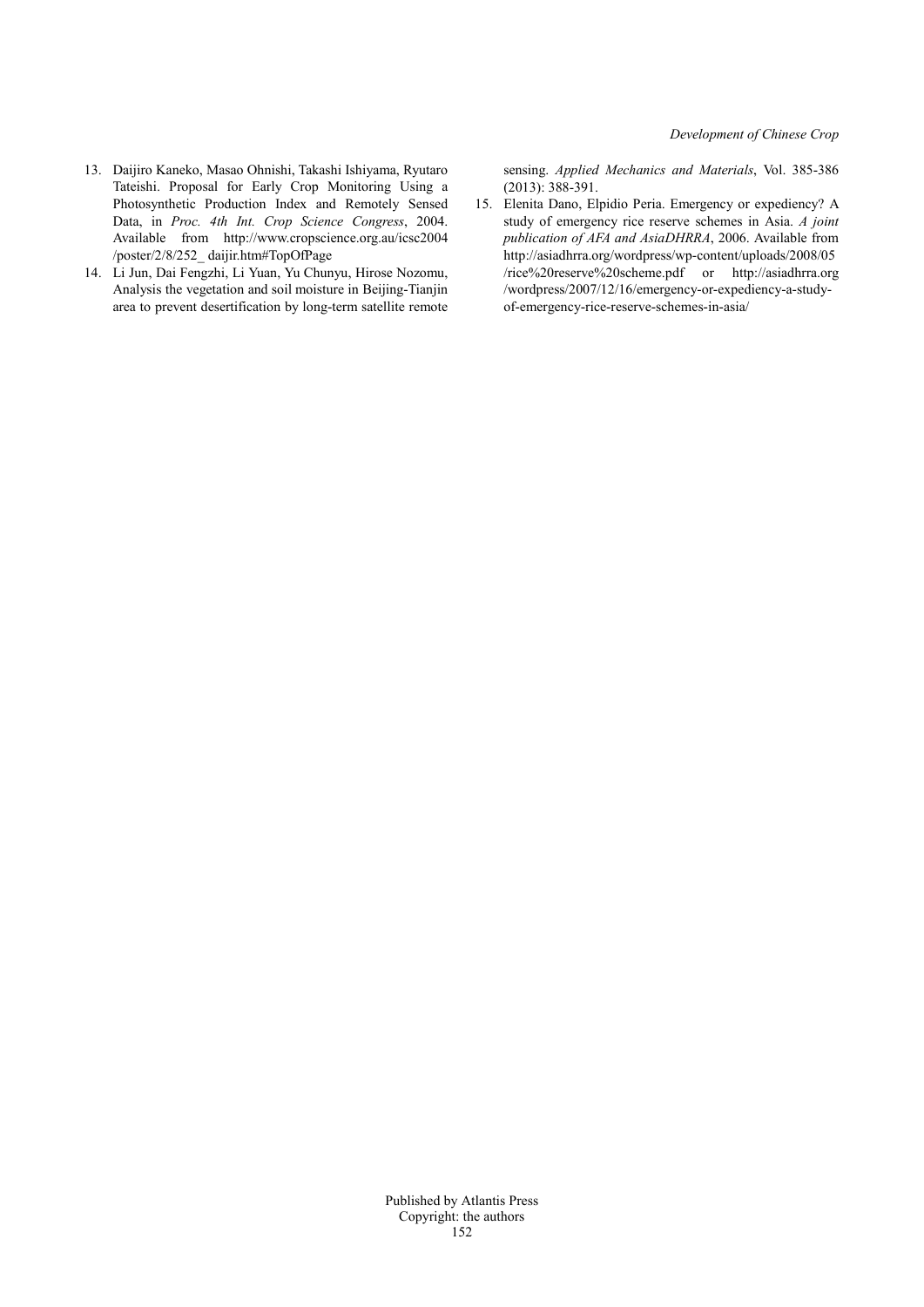13. Daijiro Kaneko, Masao Ohnishi, Takashi Ishiyama, Ryutaro Tateishi. Proposal for Early Crop Monitoring Using a Photosynthetic Production Index and Remotely Sensed Data, in *Proc. 4th Int. Crop Science Congress*, 2004. Available from http://www.cropscience.org.au/icsc2004/poster/2/8/252_ daijir.htm#TopOfPage
14. Li Jun, Dai Fengzhi, Li Yuan, Yu Chunyu, Hirose Nozomu, Analysis the vegetation and soil moisture in Beijing-Tianjin area to prevent desertification by long-term satellite remote sensing. *Applied Mechanics and Materials*, Vol. 385-386 (2013): 388-391.
15. Elenita Dano, Elpidio Peria. Emergency or expediency? A study of emergency rice reserve schemes in Asia. *A joint publication of AFA and AsiaDHRRA*, 2006. Available from http://asiadhrra.org/wordpress/wp-content/uploads/2008/05/rice%20reserve%20scheme.pdf or http://asiadhrra.org/wordpress/2007/12/16/emergency-or-expediency-a-study-of-emergency-rice-reserve-schemes-in-asia/